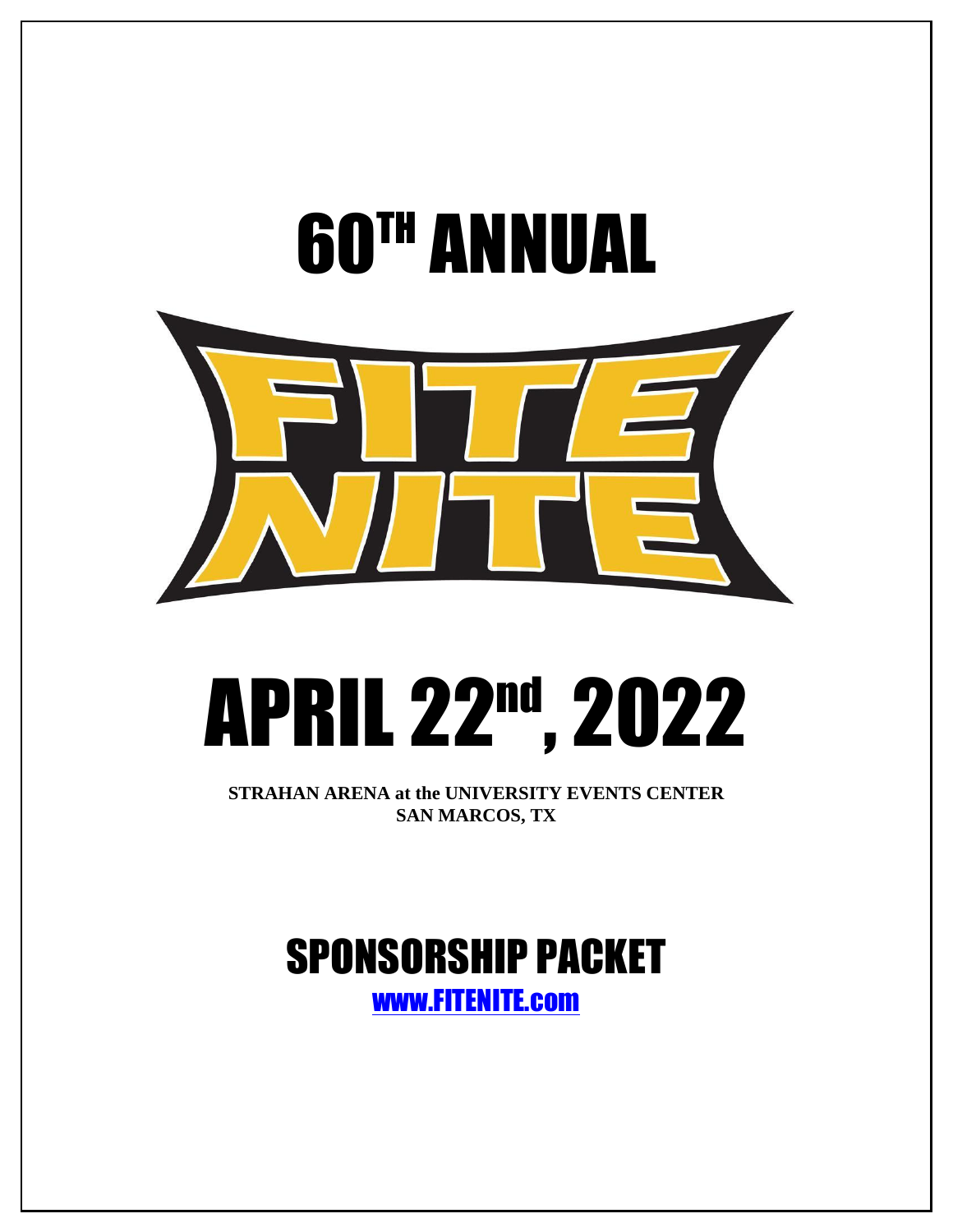# 60TH ANNUAL

# FITE NITE

# APRIL 22nd, 2022

**STRAHAN ARENA at the UNIVERSITY EVENTS CENTER**
**SAN MARCOS, TX**

## SPONSORSHIP PACKET

[www.FITENITE.com](http://www.FITENITE.com)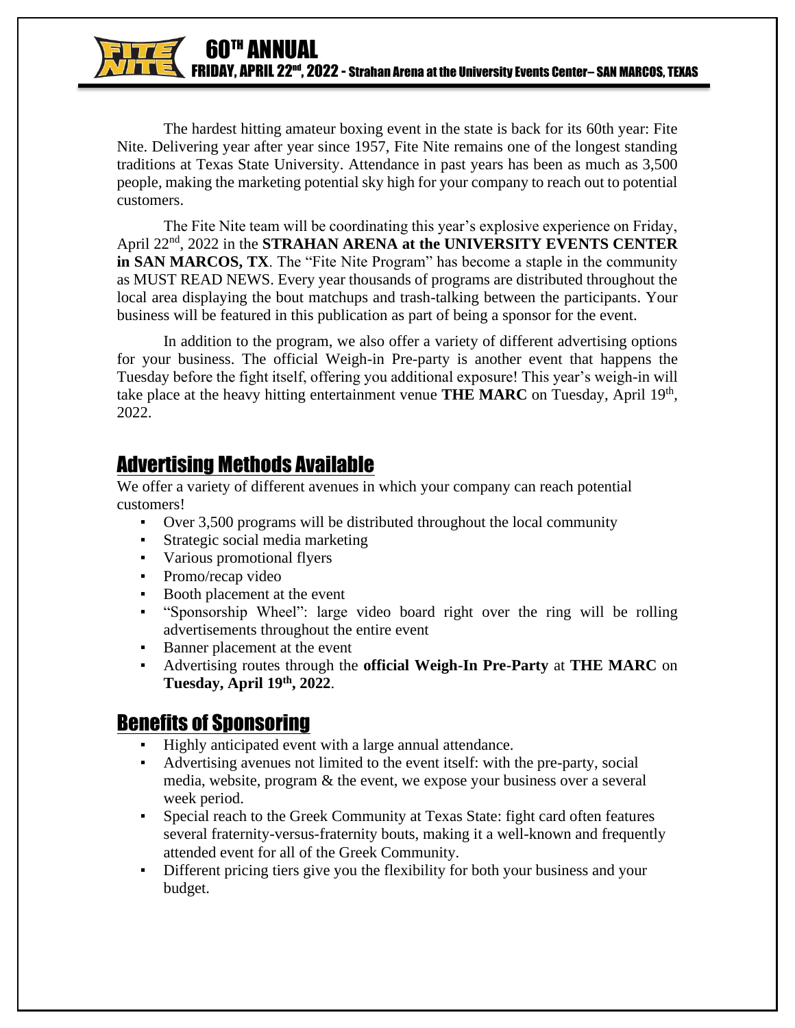The hardest hitting amateur boxing event in the state is back for its 60th year: Fite Nite. Delivering year after year since 1957, Fite Nite remains one of the longest standing traditions at Texas State University. Attendance in past years has been as much as 3,500 people, making the marketing potential sky high for your company to reach out to potential customers.

The Fite Nite team will be coordinating this year's explosive experience on Friday, April 22nd, 2022 in the **STRAHAN ARENA at the UNIVERSITY EVENTS CENTER in SAN MARCOS, TX**. The "Fite Nite Program" has become a staple in the community as MUST READ NEWS. Every year thousands of programs are distributed throughout the local area displaying the bout matchups and trash-talking between the participants. Your business will be featured in this publication as part of being a sponsor for the event.

In addition to the program, we also offer a variety of different advertising options for your business. The official Weigh-in Pre-party is another event that happens the Tuesday before the fight itself, offering you additional exposure! This year's weigh-in will take place at the heavy hitting entertainment venue **THE MARC** on Tuesday, April 19th, 2022.

## Advertising Methods Available

We offer a variety of different avenues in which your company can reach potential customers!

- Over 3,500 programs will be distributed throughout the local community
- Strategic social media marketing
- Various promotional flyers
- Promo/recap video
- Booth placement at the event
- "Sponsorship Wheel": large video board right over the ring will be rolling advertisements throughout the entire event
- Banner placement at the event
- Advertising routes through the **official Weigh-In Pre-Party** at **THE MARC** on **Tuesday, April 19th, 2022**.

## Benefits of Sponsoring

- Highly anticipated event with a large annual attendance.
- Advertising avenues not limited to the event itself: with the pre-party, social media, website, program & the event, we expose your business over a several week period.
- Special reach to the Greek Community at Texas State: fight card often features several fraternity-versus-fraternity bouts, making it a well-known and frequently attended event for all of the Greek Community.
- Different pricing tiers give you the flexibility for both your business and your budget.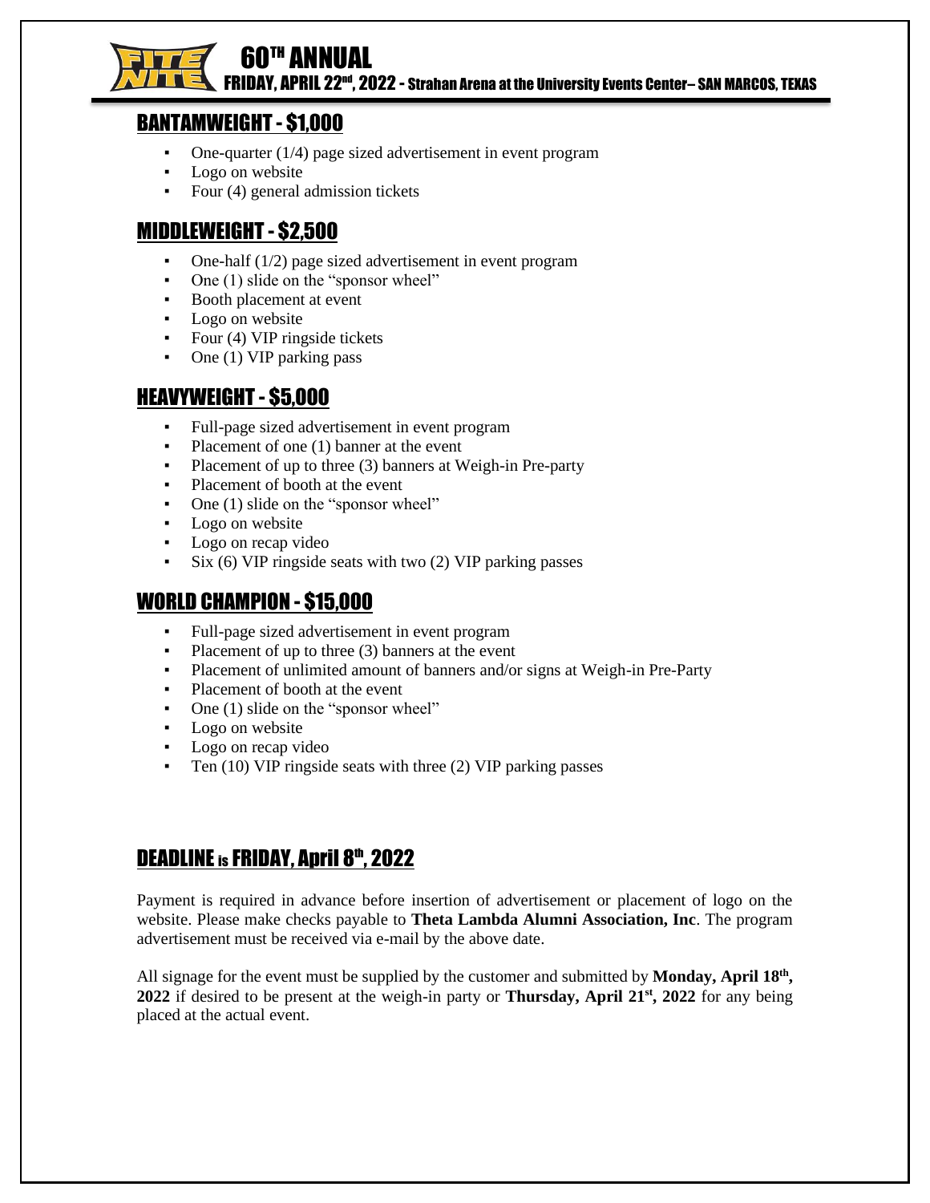# 60TH ANNUAL

FRIDAY, APRIL 22nd, 2022 - Strahan Arena at the University Events Center– SAN MARCOS, TEXAS

## BANTAMWEIGHT - $1,000

- One-quarter (1/4) page sized advertisement in event program
- Logo on website
- Four (4) general admission tickets

## MIDDLEWEIGHT - $2,500

- One-half (1/2) page sized advertisement in event program
- One (1) slide on the "sponsor wheel"
- Booth placement at event
- Logo on website
- Four (4) VIP ringside tickets
- One (1) VIP parking pass

## HEAVYWEIGHT - $5,000

- Full-page sized advertisement in event program
- Placement of one (1) banner at the event
- Placement of up to three (3) banners at Weigh-in Pre-party
- Placement of booth at the event
- One (1) slide on the "sponsor wheel"
- Logo on website
- Logo on recap video
- Six (6) VIP ringside seats with two (2) VIP parking passes

## WORLD CHAMPION - $15,000

- Full-page sized advertisement in event program
- Placement of up to three (3) banners at the event
- Placement of unlimited amount of banners and/or signs at Weigh-in Pre-Party
- Placement of booth at the event
- One (1) slide on the "sponsor wheel"
- Logo on website
- Logo on recap video
- Ten (10) VIP ringside seats with three (2) VIP parking passes

## DEADLINE is FRIDAY, April 8th, 2022

Payment is required in advance before insertion of advertisement or placement of logo on the website. Please make checks payable to **Theta Lambda Alumni Association, Inc**. The program advertisement must be received via e-mail by the above date.

All signage for the event must be supplied by the customer and submitted by **Monday, April 18th, 2022** if desired to be present at the weigh-in party or **Thursday, April 21st, 2022** for any being placed at the actual event.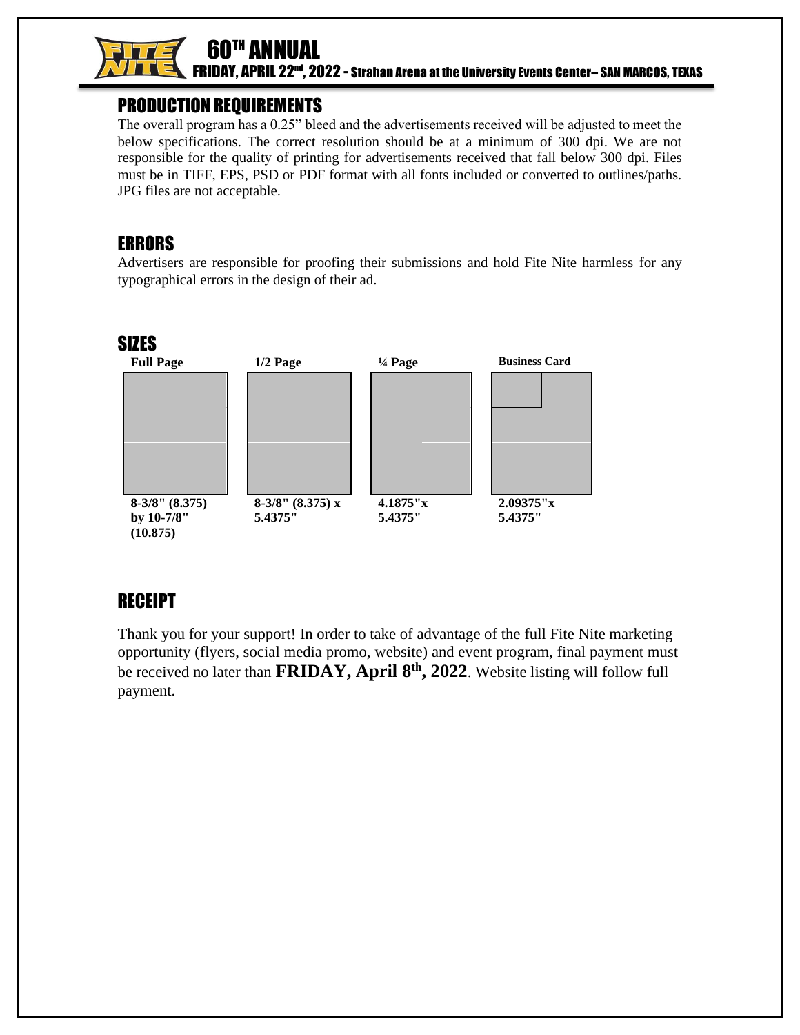# 60TH ANNUAL

FRIDAY, APRIL 22nd, 2022 - Strahan Arena at the University Events Center– SAN MARCOS, TEXAS

## PRODUCTION REQUIREMENTS

The overall program has a 0.25” bleed and the advertisements received will be adjusted to meet the below specifications. The correct resolution should be at a minimum of 300 dpi. We are not responsible for the quality of printing for advertisements received that fall below 300 dpi. Files must be in TIFF, EPS, PSD or PDF format with all fonts included or converted to outlines/paths. JPG files are not acceptable.

## ERRORS

Advertisers are responsible for proofing their submissions and hold Fite Nite harmless for any typographical errors in the design of their ad.

## SIZES

| Full Page | 1/2 Page | ¼ Page | Business Card |
|---|---|---|---|
| **8-3/8" (8.375) by 10-7/8" (10.875)** | **8-3/8" (8.375) x 5.4375"** | **4.1875"x 5.4375"** | **2.09375"x 5.4375"** |

## RECEIPT

Thank you for your support! In order to take of advantage of the full Fite Nite marketing opportunity (flyers, social media promo, website) and event program, final payment must be received no later than **FRIDAY, April 8th, 2022**. Website listing will follow full payment.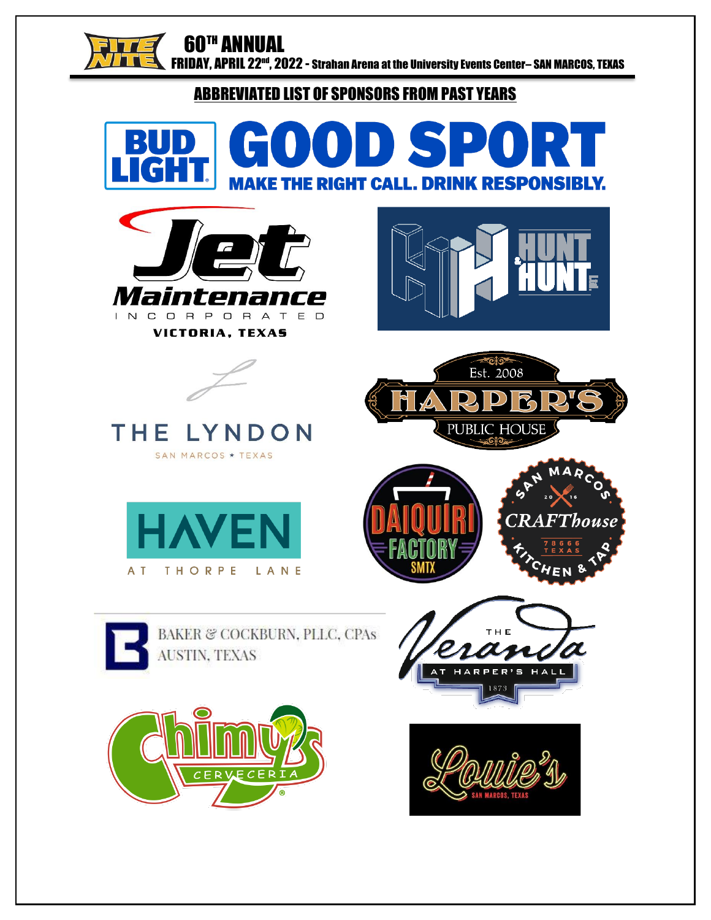FITE NITE

60TH ANNUAL

FRIDAY, APRIL 22nd, 2022 - Strahan Arena at the University Events Center– SAN MARCOS, TEXAS

## ABBREVIATED LIST OF SPONSORS FROM PAST YEARS

BUD LIGHT GOOD SPORT
MAKE THE RIGHT CALL. DRINK RESPONSIBLY.

Jet Maintenance INCORPORATED
VICTORIA, TEXAS

HUNT & HUNT

THE LYNDON
SAN MARCOS ★ TEXAS

Est. 2008
HARPER'S
PUBLIC HOUSE

HAVEN
AT THORPE LANE

DAIQUIRI FACTORY SMTX

SAN MARCOS CRAFThouse KITCHEN & TAP
2016
78666 TEXAS

BAKER & COCKBURN, PLLC, CPAs
AUSTIN, TEXAS

THE Veranda
AT HARPER'S HALL
1873

Chuy's
CERVECERIA

Louie's
SAN MARCOS, TEXAS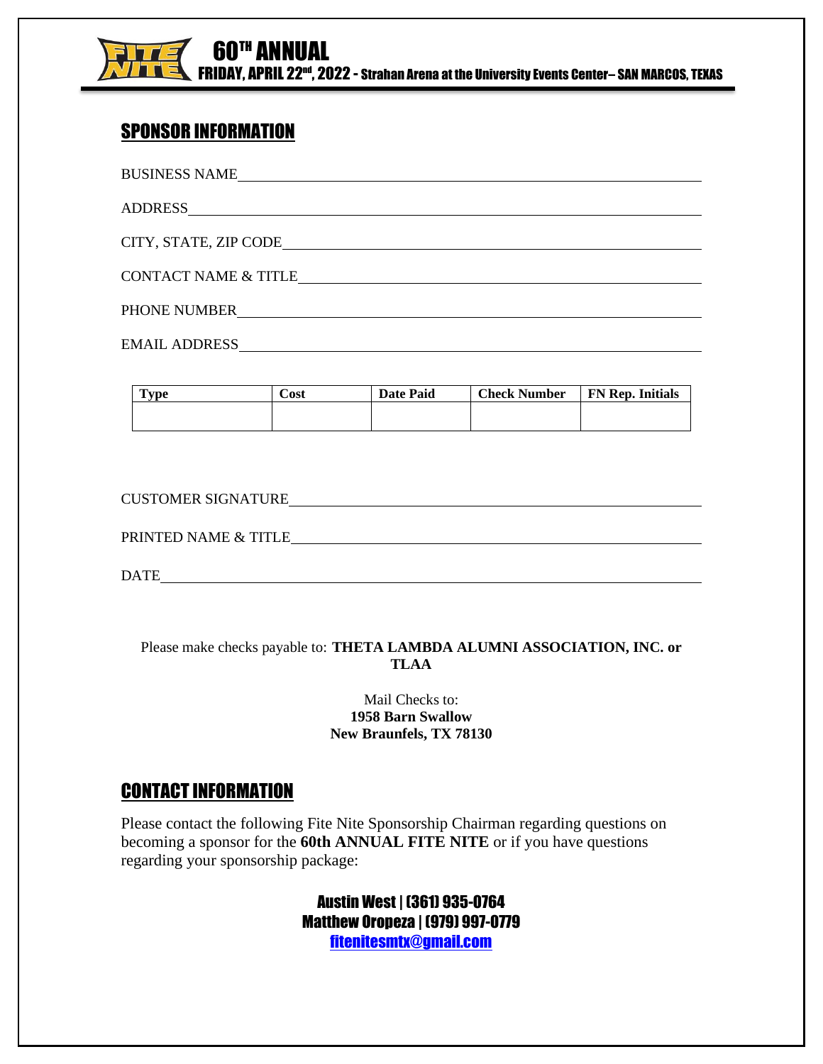# 60TH ANNUAL

FRIDAY, APRIL 22nd, 2022 - Strahan Arena at the University Events Center– SAN MARCOS, TEXAS

## SPONSOR INFORMATION

BUSINESS NAME\_\_\_\_\_\_\_\_\_\_\_\_\_\_\_\_\_\_\_\_\_\_\_\_\_\_\_\_\_\_\_\_\_\_\_\_\_\_\_\_\_\_\_\_

ADDRESS\_\_\_\_\_\_\_\_\_\_\_\_\_\_\_\_\_\_\_\_\_\_\_\_\_\_\_\_\_\_\_\_\_\_\_\_\_\_\_\_\_\_\_\_\_\_\_\_\_\_

CITY, STATE, ZIP CODE\_\_\_\_\_\_\_\_\_\_\_\_\_\_\_\_\_\_\_\_\_\_\_\_\_\_\_\_\_\_\_\_\_\_\_\_\_\_\_\_

CONTACT NAME & TITLE\_\_\_\_\_\_\_\_\_\_\_\_\_\_\_\_\_\_\_\_\_\_\_\_\_\_\_\_\_\_\_\_\_\_\_\_\_\_\_

PHONE NUMBER\_\_\_\_\_\_\_\_\_\_\_\_\_\_\_\_\_\_\_\_\_\_\_\_\_\_\_\_\_\_\_\_\_\_\_\_\_\_\_\_\_\_\_\_

EMAIL ADDRESS\_\_\_\_\_\_\_\_\_\_\_\_\_\_\_\_\_\_\_\_\_\_\_\_\_\_\_\_\_\_\_\_\_\_\_\_\_\_\_\_\_\_\_

| Type | Cost | Date Paid | Check Number | FN Rep. Initials |
|---|---|---|---|---|
| | | | | |

CUSTOMER SIGNATURE\_\_\_\_\_\_\_\_\_\_\_\_\_\_\_\_\_\_\_\_\_\_\_\_\_\_\_\_\_\_\_\_\_\_\_\_\_\_\_\_

PRINTED NAME & TITLE\_\_\_\_\_\_\_\_\_\_\_\_\_\_\_\_\_\_\_\_\_\_\_\_\_\_\_\_\_\_\_\_\_\_\_\_\_\_

DATE\_\_\_\_\_\_\_\_\_\_\_\_\_\_\_\_\_\_\_\_\_\_\_\_\_\_\_\_\_\_\_\_\_\_\_\_\_\_\_\_\_\_\_\_\_\_\_\_\_\_\_\_\_\_

Please make checks payable to: **THETA LAMBDA ALUMNI ASSOCIATION, INC. or TLAA**

Mail Checks to:
**1958 Barn Swallow**
**New Braunfels, TX 78130**

## CONTACT INFORMATION

Please contact the following Fite Nite Sponsorship Chairman regarding questions on becoming a sponsor for the **60th ANNUAL FITE NITE** or if you have questions regarding your sponsorship package:

**Austin West | (361) 935-0764**
**Matthew Oropeza | (979) 997-0779**
fitenitesmtx@gmail.com